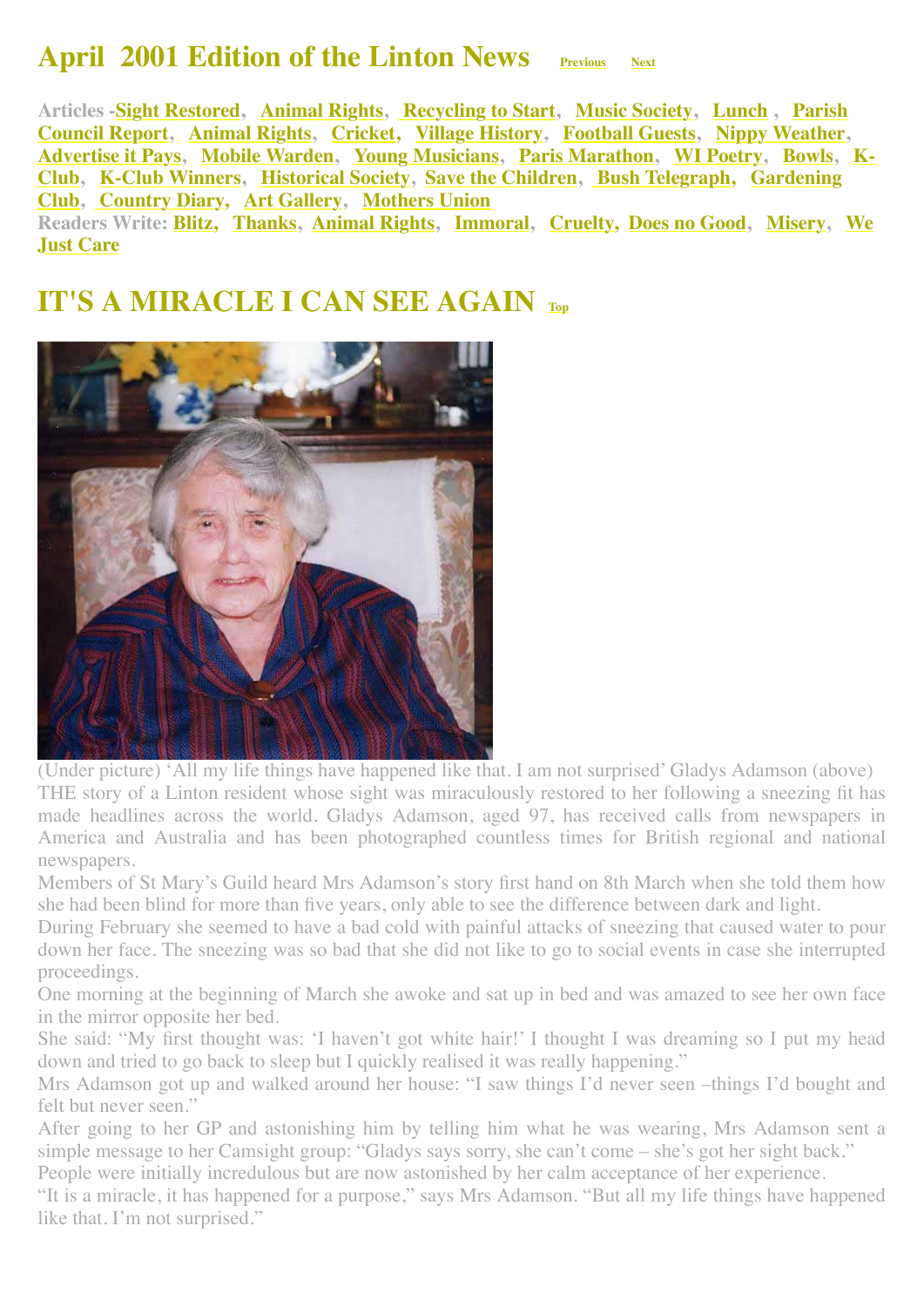# April 2001 Edition of the Linton News

Previous Next

**Articles -** Sight Restored, Animal Rights, Recycling to Start, Music Society, Lunch , Parish Council Report, Animal Rights, Cricket, Village History, Football Guests, Nippy Weather, Advertise it Pays, Mobile Warden, Young Musicians, Paris Marathon, WI Poetry, Bowls, K-Club, K-Club Winners, Historical Society, Save the Children, Bush Telegraph, Gardening Club, Country Diary, Art Gallery, Mothers Union

**Readers Write:** Blitz, Thanks, Animal Rights, Immoral, Cruelty, Does no Good, Misery, We Just Care

## IT'S A MIRACLE I CAN SEE AGAIN

Top

(Under picture) 'All my life things have happened like that. I am not surprised' Gladys Adamson (above)

THE story of a Linton resident whose sight was miraculously restored to her following a sneezing fit has made headlines across the world. Gladys Adamson, aged 97, has received calls from newspapers in America and Australia and has been photographed countless times for British regional and national newspapers.

Members of St Mary's Guild heard Mrs Adamson's story first hand on 8th March when she told them how she had been blind for more than five years, only able to see the difference between dark and light.

During February she seemed to have a bad cold with painful attacks of sneezing that caused water to pour down her face. The sneezing was so bad that she did not like to go to social events in case she interrupted proceedings.

One morning at the beginning of March she awoke and sat up in bed and was amazed to see her own face in the mirror opposite her bed.

She said: "My first thought was: 'I haven't got white hair!' I thought I was dreaming so I put my head down and tried to go back to sleep but I quickly realised it was really happening."

Mrs Adamson got up and walked around her house: "I saw things I'd never seen –things I'd bought and felt but never seen."

After going to her GP and astonishing him by telling him what he was wearing, Mrs Adamson sent a simple message to her Camsight group: "Gladys says sorry, she can't come – she's got her sight back."

People were initially incredulous but are now astonished by her calm acceptance of her experience.

"It is a miracle, it has happened for a purpose," says Mrs Adamson. "But all my life things have happened like that. I'm not surprised."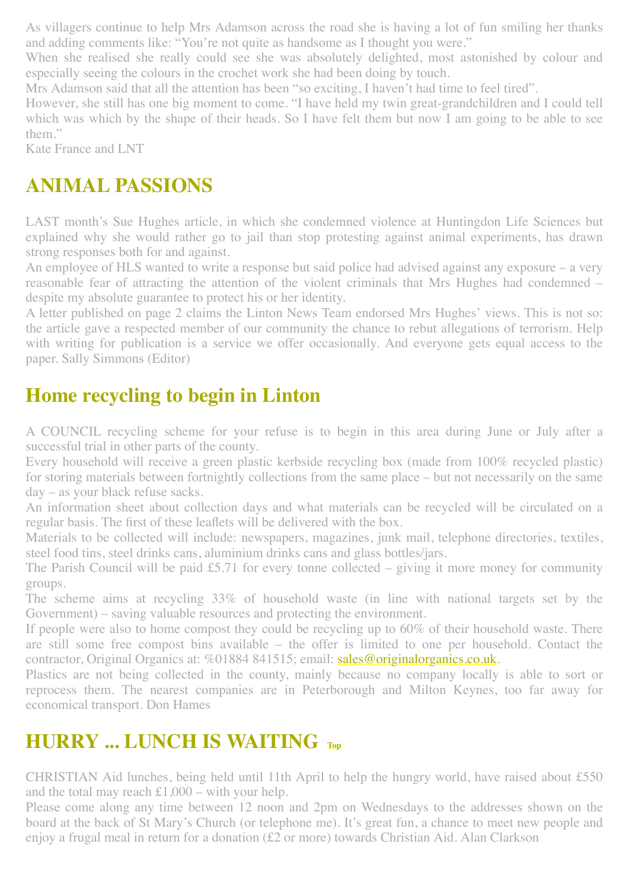As villagers continue to help Mrs Adamson across the road she is having a lot of fun smiling her thanks and adding comments like: "You're not quite as handsome as I thought you were."

When she realised she really could see she was absolutely delighted, most astonished by colour and especially seeing the colours in the crochet work she had been doing by touch.

Mrs Adamson said that all the attention has been "so exciting, I haven't had time to feel tired".

However, she still has one big moment to come. "I have held my twin great-grandchildren and I could tell which was which by the shape of their heads. So I have felt them but now I am going to be able to see them."

Kate France and LNT

## ANIMAL PASSIONS

LAST month's Sue Hughes article, in which she condemned violence at Huntingdon Life Sciences but explained why she would rather go to jail than stop protesting against animal experiments, has drawn strong responses both for and against.

An employee of HLS wanted to write a response but said police had advised against any exposure – a very reasonable fear of attracting the attention of the violent criminals that Mrs Hughes had condemned – despite my absolute guarantee to protect his or her identity.

A letter published on page 2 claims the Linton News Team endorsed Mrs Hughes' views. This is not so: the article gave a respected member of our community the chance to rebut allegations of terrorism. Help with writing for publication is a service we offer occasionally. And everyone gets equal access to the paper. Sally Simmons (Editor)

## Home recycling to begin in Linton

A COUNCIL recycling scheme for your refuse is to begin in this area during June or July after a successful trial in other parts of the county.

Every household will receive a green plastic kerbside recycling box (made from 100% recycled plastic) for storing materials between fortnightly collections from the same place – but not necessarily on the same day – as your black refuse sacks.

An information sheet about collection days and what materials can be recycled will be circulated on a regular basis. The first of these leaflets will be delivered with the box.

Materials to be collected will include: newspapers, magazines, junk mail, telephone directories, textiles, steel food tins, steel drinks cans, aluminium drinks cans and glass bottles/jars.

The Parish Council will be paid £5.71 for every tonne collected – giving it more money for community groups.

The scheme aims at recycling 33% of household waste (in line with national targets set by the Government) – saving valuable resources and protecting the environment.

If people were also to home compost they could be recycling up to 60% of their household waste. There are still some free compost bins available – the offer is limited to one per household. Contact the contractor, Original Organics at: %01884 841515; email: sales@originalorganics.co.uk.

Plastics are not being collected in the county, mainly because no company locally is able to sort or reprocess them. The nearest companies are in Peterborough and Milton Keynes, too far away for economical transport. Don Hames

## HURRY ... LUNCH IS WAITING Top

CHRISTIAN Aid lunches, being held until 11th April to help the hungry world, have raised about £550 and the total may reach £1,000 – with your help.

Please come along any time between 12 noon and 2pm on Wednesdays to the addresses shown on the board at the back of St Mary's Church (or telephone me). It's great fun, a chance to meet new people and enjoy a frugal meal in return for a donation (£2 or more) towards Christian Aid. Alan Clarkson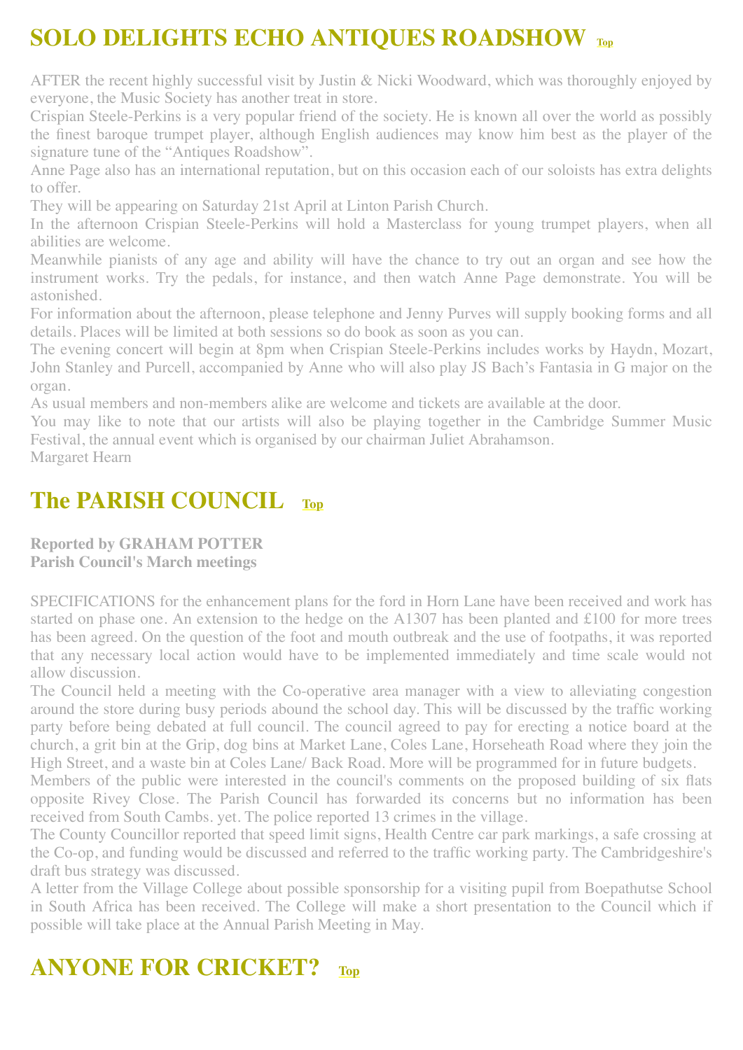## SOLO DELIGHTS ECHO ANTIQUES ROADSHOW Top

AFTER the recent highly successful visit by Justin & Nicki Woodward, which was thoroughly enjoyed by everyone, the Music Society has another treat in store.

Crispian Steele-Perkins is a very popular friend of the society. He is known all over the world as possibly the finest baroque trumpet player, although English audiences may know him best as the player of the signature tune of the "Antiques Roadshow".

Anne Page also has an international reputation, but on this occasion each of our soloists has extra delights to offer.

They will be appearing on Saturday 21st April at Linton Parish Church.

In the afternoon Crispian Steele-Perkins will hold a Masterclass for young trumpet players, when all abilities are welcome.

Meanwhile pianists of any age and ability will have the chance to try out an organ and see how the instrument works. Try the pedals, for instance, and then watch Anne Page demonstrate. You will be astonished.

For information about the afternoon, please telephone and Jenny Purves will supply booking forms and all details. Places will be limited at both sessions so do book as soon as you can.

The evening concert will begin at 8pm when Crispian Steele-Perkins includes works by Haydn, Mozart, John Stanley and Purcell, accompanied by Anne who will also play JS Bach's Fantasia in G major on the organ.

As usual members and non-members alike are welcome and tickets are available at the door.

You may like to note that our artists will also be playing together in the Cambridge Summer Music Festival, the annual event which is organised by our chairman Juliet Abrahamson.

Margaret Hearn

## The PARISH COUNCIL Top

**Reported by GRAHAM POTTER**
**Parish Council's March meetings**

SPECIFICATIONS for the enhancement plans for the ford in Horn Lane have been received and work has started on phase one. An extension to the hedge on the A1307 has been planted and £100 for more trees has been agreed. On the question of the foot and mouth outbreak and the use of footpaths, it was reported that any necessary local action would have to be implemented immediately and time scale would not allow discussion.

The Council held a meeting with the Co-operative area manager with a view to alleviating congestion around the store during busy periods abound the school day. This will be discussed by the traffic working party before being debated at full council. The council agreed to pay for erecting a notice board at the church, a grit bin at the Grip, dog bins at Market Lane, Coles Lane, Horseheath Road where they join the High Street, and a waste bin at Coles Lane/ Back Road. More will be programmed for in future budgets.

Members of the public were interested in the council's comments on the proposed building of six flats opposite Rivey Close. The Parish Council has forwarded its concerns but no information has been received from South Cambs. yet. The police reported 13 crimes in the village.

The County Councillor reported that speed limit signs, Health Centre car park markings, a safe crossing at the Co-op, and funding would be discussed and referred to the traffic working party. The Cambridgeshire's draft bus strategy was discussed.

A letter from the Village College about possible sponsorship for a visiting pupil from Boepathutse School in South Africa has been received. The College will make a short presentation to the Council which if possible will take place at the Annual Parish Meeting in May.

## ANYONE FOR CRICKET? Top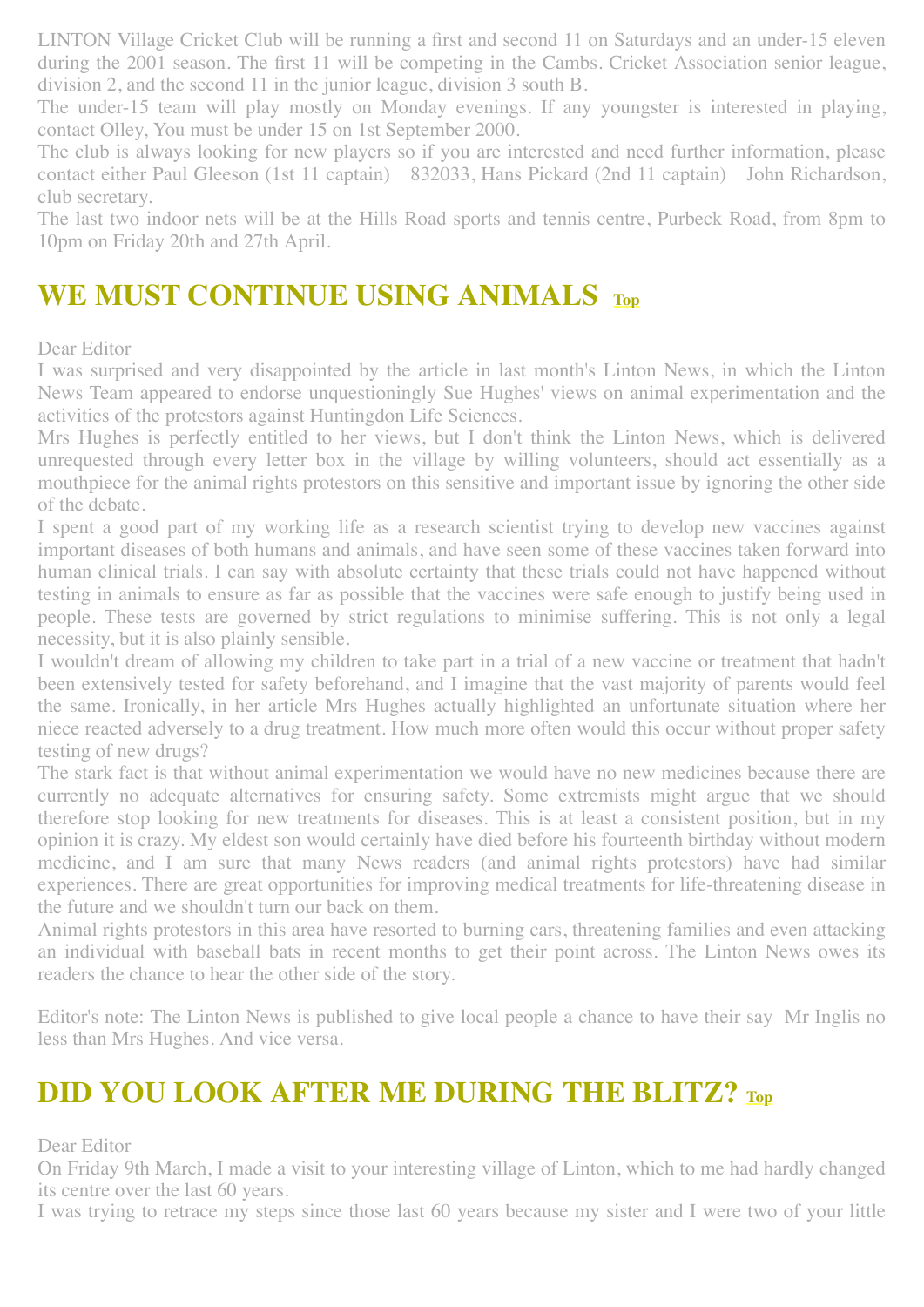LINTON Village Cricket Club will be running a first and second 11 on Saturdays and an under-15 eleven during the 2001 season. The first 11 will be competing in the Cambs. Cricket Association senior league, division 2, and the second 11 in the junior league, division 3 south B.

The under-15 team will play mostly on Monday evenings. If any youngster is interested in playing, contact Olley, You must be under 15 on 1st September 2000.

The club is always looking for new players so if you are interested and need further information, please contact either Paul Gleeson (1st 11 captain) 832033, Hans Pickard (2nd 11 captain) John Richardson, club secretary.

The last two indoor nets will be at the Hills Road sports and tennis centre, Purbeck Road, from 8pm to 10pm on Friday 20th and 27th April.

## WE MUST CONTINUE USING ANIMALS Top

Dear Editor

I was surprised and very disappointed by the article in last month's Linton News, in which the Linton News Team appeared to endorse unquestioningly Sue Hughes' views on animal experimentation and the activities of the protestors against Huntingdon Life Sciences.

Mrs Hughes is perfectly entitled to her views, but I don't think the Linton News, which is delivered unrequested through every letter box in the village by willing volunteers, should act essentially as a mouthpiece for the animal rights protestors on this sensitive and important issue by ignoring the other side of the debate.

I spent a good part of my working life as a research scientist trying to develop new vaccines against important diseases of both humans and animals, and have seen some of these vaccines taken forward into human clinical trials. I can say with absolute certainty that these trials could not have happened without testing in animals to ensure as far as possible that the vaccines were safe enough to justify being used in people. These tests are governed by strict regulations to minimise suffering. This is not only a legal necessity, but it is also plainly sensible.

I wouldn't dream of allowing my children to take part in a trial of a new vaccine or treatment that hadn't been extensively tested for safety beforehand, and I imagine that the vast majority of parents would feel the same. Ironically, in her article Mrs Hughes actually highlighted an unfortunate situation where her niece reacted adversely to a drug treatment. How much more often would this occur without proper safety testing of new drugs?

The stark fact is that without animal experimentation we would have no new medicines because there are currently no adequate alternatives for ensuring safety. Some extremists might argue that we should therefore stop looking for new treatments for diseases. This is at least a consistent position, but in my opinion it is crazy. My eldest son would certainly have died before his fourteenth birthday without modern medicine, and I am sure that many News readers (and animal rights protestors) have had similar experiences. There are great opportunities for improving medical treatments for life-threatening disease in the future and we shouldn't turn our back on them.

Animal rights protestors in this area have resorted to burning cars, threatening families and even attacking an individual with baseball bats in recent months to get their point across. The Linton News owes its readers the chance to hear the other side of the story.

Editor's note: The Linton News is published to give local people a chance to have their say Mr Inglis no less than Mrs Hughes. And vice versa.

## DID YOU LOOK AFTER ME DURING THE BLITZ? Top

Dear Editor

On Friday 9th March, I made a visit to your interesting village of Linton, which to me had hardly changed its centre over the last 60 years.

I was trying to retrace my steps since those last 60 years because my sister and I were two of your little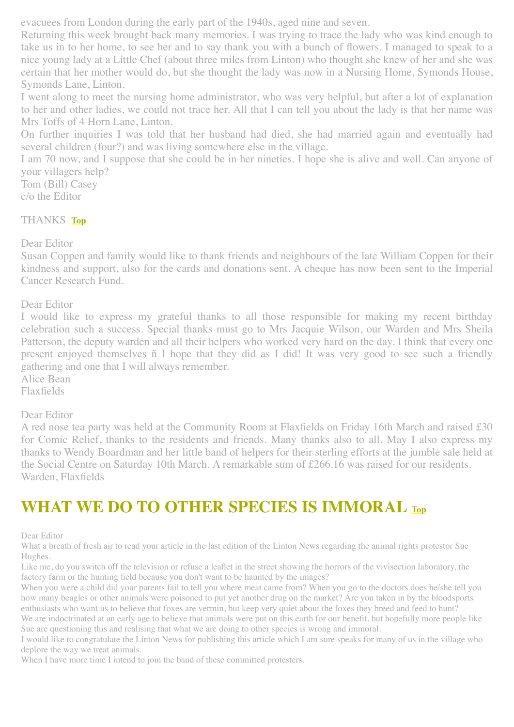evacuees from London during the early part of the 1940s, aged nine and seven.

Returning this week brought back many memories. I was trying to trace the lady who was kind enough to take us in to her home, to see her and to say thank you with a bunch of flowers. I managed to speak to a nice young lady at a Little Chef (about three miles from Linton) who thought she knew of her and she was certain that her mother would do, but she thought the lady was now in a Nursing Home, Symonds House, Symonds Lane, Linton.

I went along to meet the nursing home administrator, who was very helpful, but after a lot of explanation to her and other ladies, we could not trace her. All that I can tell you about the lady is that her name was Mrs Toffs of 4 Horn Lane, Linton.

On further inquiries I was told that her husband had died, she had married again and eventually had several children (four?) and was living somewhere else in the village.

I am 70 now, and I suppose that she could be in her nineties. I hope she is alive and well. Can anyone of your villagers help?

Tom (Bill) Casey
c/o the Editor

THANKS **Top**

Dear Editor

Susan Coppen and family would like to thank friends and neighbours of the late William Coppen for their kindness and support, also for the cards and donations sent. A cheque has now been sent to the Imperial Cancer Research Fund.

Dear Editor

I would like to express my grateful thanks to all those responsible for making my recent birthday celebration such a success. Special thanks must go to Mrs Jacquie Wilson, our Warden and Mrs Sheila Patterson, the deputy warden and all their helpers who worked very hard on the day. I think that every one present enjoyed themselves ñ I hope that they did as I did! It was very good to see such a friendly gathering and one that I will always remember.

Alice Bean
Flaxfields

Dear Editor

A red nose tea party was held at the Community Room at Flaxfields on Friday 16th March and raised £30 for Comic Relief, thanks to the residents and friends. Many thanks also to all. May I also express my thanks to Wendy Boardman and her little band of helpers for their sterling efforts at the jumble sale held at the Social Centre on Saturday 10th March. A remarkable sum of £266.16 was raised for our residents.

Warden, Flaxfields

## WHAT WE DO TO OTHER SPECIES IS IMMORAL **Top**

Dear Editor

What a breath of fresh air to read your article in the last edition of the Linton News regarding the animal rights protestor Sue Hughes.

Like me, do you switch off the television or refuse a leaflet in the street showing the horrors of the vivisection laboratory, the factory farm or the hunting field because you don't want to be haunted by the images?

When you were a child did your parents fail to tell you where meat came from? When you go to the doctors does he/she tell you how many beagles or other animals were poisoned to put yet another drug on the market? Are you taken in by the bloodsports enthusiasts who want us to believe that foxes are vermin, but keep very quiet about the foxes they breed and feed to hunt?

We are indoctrinated at an early age to believe that animals were put on this earth for our benefit, but hopefully more people like Sue are questioning this and realising that what we are doing to other species is wrong and immoral.

I would like to congratulate the Linton News for publishing this article which I am sure speaks for many of us in the village who deplore the way we treat animals.

When I have more time I intend to join the band of these committed protesters.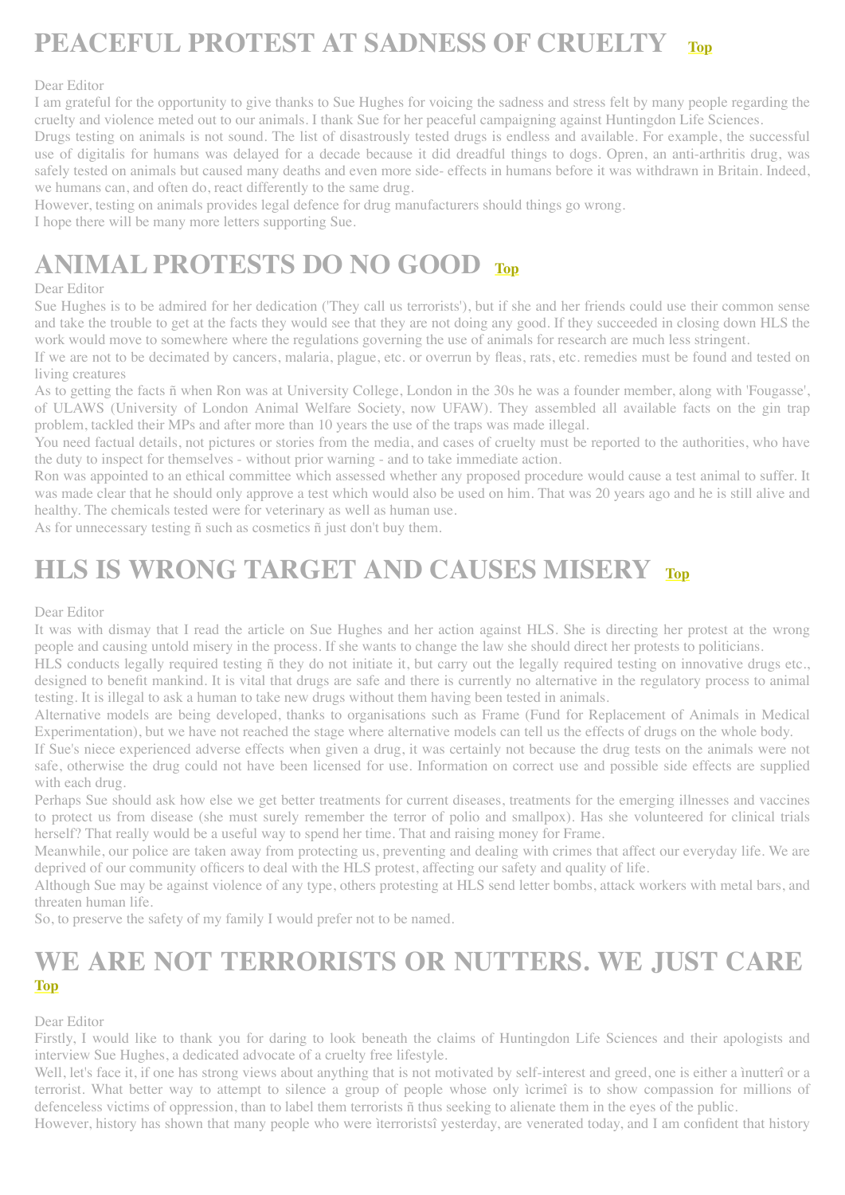# PEACEFUL PROTEST AT SADNESS OF CRUELTY Top

Dear Editor

I am grateful for the opportunity to give thanks to Sue Hughes for voicing the sadness and stress felt by many people regarding the cruelty and violence meted out to our animals. I thank Sue for her peaceful campaigning against Huntingdon Life Sciences.

Drugs testing on animals is not sound. The list of disastrously tested drugs is endless and available. For example, the successful use of digitalis for humans was delayed for a decade because it did dreadful things to dogs. Opren, an anti-arthritis drug, was safely tested on animals but caused many deaths and even more side- effects in humans before it was withdrawn in Britain. Indeed, we humans can, and often do, react differently to the same drug.

However, testing on animals provides legal defence for drug manufacturers should things go wrong.

I hope there will be many more letters supporting Sue.

# ANIMAL PROTESTS DO NO GOOD Top

Dear Editor

Sue Hughes is to be admired for her dedication ('They call us terrorists'), but if she and her friends could use their common sense and take the trouble to get at the facts they would see that they are not doing any good. If they succeeded in closing down HLS the work would move to somewhere where the regulations governing the use of animals for research are much less stringent.

If we are not to be decimated by cancers, malaria, plague, etc. or overrun by fleas, rats, etc. remedies must be found and tested on living creatures

As to getting the facts ñ when Ron was at University College, London in the 30s he was a founder member, along with 'Fougasse', of ULAWS (University of London Animal Welfare Society, now UFAW). They assembled all available facts on the gin trap problem, tackled their MPs and after more than 10 years the use of the traps was made illegal.

You need factual details, not pictures or stories from the media, and cases of cruelty must be reported to the authorities, who have the duty to inspect for themselves - without prior warning - and to take immediate action.

Ron was appointed to an ethical committee which assessed whether any proposed procedure would cause a test animal to suffer. It was made clear that he should only approve a test which would also be used on him. That was 20 years ago and he is still alive and healthy. The chemicals tested were for veterinary as well as human use.

As for unnecessary testing ñ such as cosmetics ñ just don't buy them.

# HLS IS WRONG TARGET AND CAUSES MISERY Top

Dear Editor

It was with dismay that I read the article on Sue Hughes and her action against HLS. She is directing her protest at the wrong people and causing untold misery in the process. If she wants to change the law she should direct her protests to politicians.

HLS conducts legally required testing ñ they do not initiate it, but carry out the legally required testing on innovative drugs etc., designed to benefit mankind. It is vital that drugs are safe and there is currently no alternative in the regulatory process to animal testing. It is illegal to ask a human to take new drugs without them having been tested in animals.

Alternative models are being developed, thanks to organisations such as Frame (Fund for Replacement of Animals in Medical Experimentation), but we have not reached the stage where alternative models can tell us the effects of drugs on the whole body.

If Sue's niece experienced adverse effects when given a drug, it was certainly not because the drug tests on the animals were not safe, otherwise the drug could not have been licensed for use. Information on correct use and possible side effects are supplied with each drug.

Perhaps Sue should ask how else we get better treatments for current diseases, treatments for the emerging illnesses and vaccines to protect us from disease (she must surely remember the terror of polio and smallpox). Has she volunteered for clinical trials herself? That really would be a useful way to spend her time. That and raising money for Frame.

Meanwhile, our police are taken away from protecting us, preventing and dealing with crimes that affect our everyday life. We are deprived of our community officers to deal with the HLS protest, affecting our safety and quality of life.

Although Sue may be against violence of any type, others protesting at HLS send letter bombs, attack workers with metal bars, and threaten human life.

So, to preserve the safety of my family I would prefer not to be named.

# WE ARE NOT TERRORISTS OR NUTTERS. WE JUST CARE Top

Dear Editor

Firstly, I would like to thank you for daring to look beneath the claims of Huntingdon Life Sciences and their apologists and interview Sue Hughes, a dedicated advocate of a cruelty free lifestyle.

Well, let's face it, if one has strong views about anything that is not motivated by self-interest and greed, one is either a ìnutterî or a terrorist. What better way to attempt to silence a group of people whose only ìcrimeî is to show compassion for millions of defenceless victims of oppression, than to label them terrorists ñ thus seeking to alienate them in the eyes of the public.

However, history has shown that many people who were ìterroristsî yesterday, are venerated today, and I am confident that history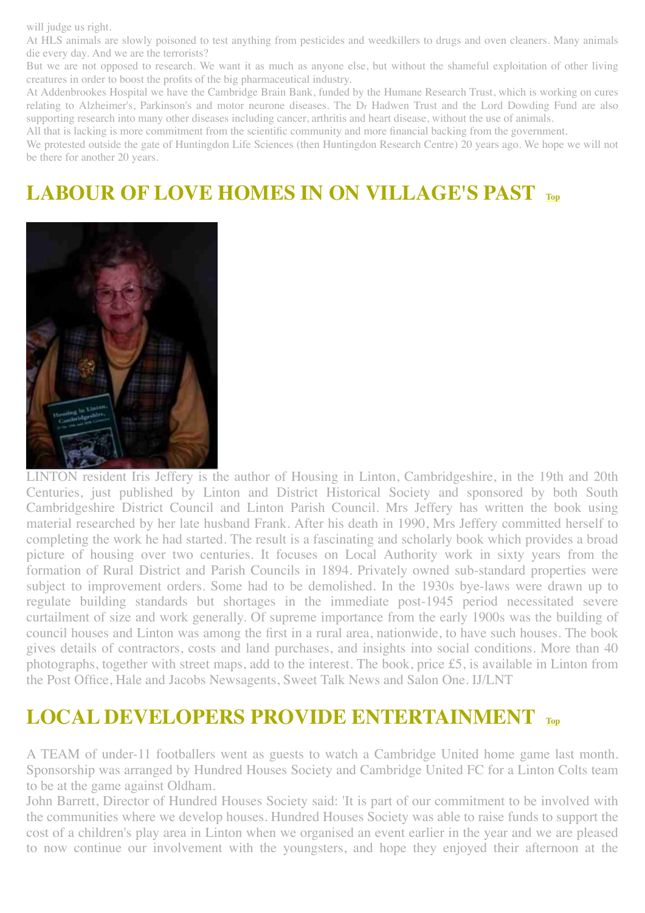will judge us right.

At HLS animals are slowly poisoned to test anything from pesticides and weedkillers to drugs and oven cleaners. Many animals die every day. And we are the terrorists?

But we are not opposed to research. We want it as much as anyone else, but without the shameful exploitation of other living creatures in order to boost the profits of the big pharmaceutical industry.

At Addenbrookes Hospital we have the Cambridge Brain Bank, funded by the Humane Research Trust, which is working on cures relating to Alzheimer's, Parkinson's and motor neurone diseases. The Dr Hadwen Trust and the Lord Dowding Fund are also supporting research into many other diseases including cancer, arthritis and heart disease, without the use of animals.

All that is lacking is more commitment from the scientific community and more financial backing from the government.

We protested outside the gate of Huntingdon Life Sciences (then Huntingdon Research Centre) 20 years ago. We hope we will not be there for another 20 years.

## LABOUR OF LOVE HOMES IN ON VILLAGE'S PAST Top

LINTON resident Iris Jeffery is the author of Housing in Linton, Cambridgeshire, in the 19th and 20th Centuries, just published by Linton and District Historical Society and sponsored by both South Cambridgeshire District Council and Linton Parish Council. Mrs Jeffery has written the book using material researched by her late husband Frank. After his death in 1990, Mrs Jeffery committed herself to completing the work he had started. The result is a fascinating and scholarly book which provides a broad picture of housing over two centuries. It focuses on Local Authority work in sixty years from the formation of Rural District and Parish Councils in 1894. Privately owned sub-standard properties were subject to improvement orders. Some had to be demolished. In the 1930s bye-laws were drawn up to regulate building standards but shortages in the immediate post-1945 period necessitated severe curtailment of size and work generally. Of supreme importance from the early 1900s was the building of council houses and Linton was among the first in a rural area, nationwide, to have such houses. The book gives details of contractors, costs and land purchases, and insights into social conditions. More than 40 photographs, together with street maps, add to the interest. The book, price £5, is available in Linton from the Post Office, Hale and Jacobs Newsagents, Sweet Talk News and Salon One. IJ/LNT

## LOCAL DEVELOPERS PROVIDE ENTERTAINMENT Top

A TEAM of under-11 footballers went as guests to watch a Cambridge United home game last month. Sponsorship was arranged by Hundred Houses Society and Cambridge United FC for a Linton Colts team to be at the game against Oldham.

John Barrett, Director of Hundred Houses Society said: 'It is part of our commitment to be involved with the communities where we develop houses. Hundred Houses Society was able to raise funds to support the cost of a children's play area in Linton when we organised an event earlier in the year and we are pleased to now continue our involvement with the youngsters, and hope they enjoyed their afternoon at the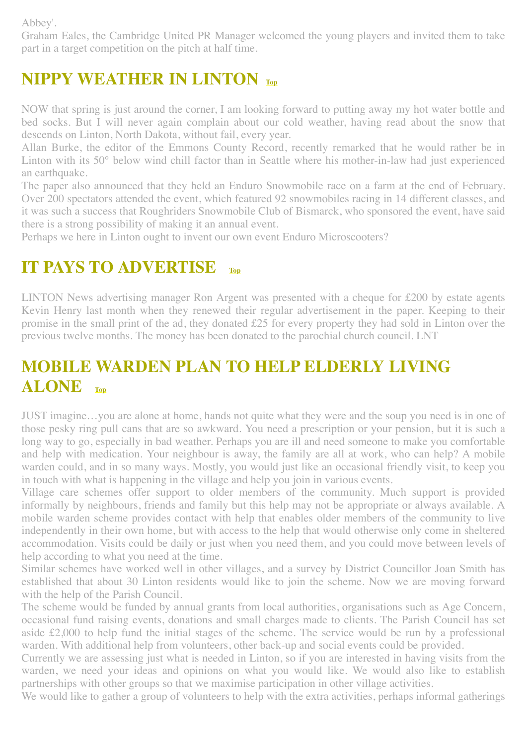Abbey'.

Graham Eales, the Cambridge United PR Manager welcomed the young players and invited them to take part in a target competition on the pitch at half time.

## NIPPY WEATHER IN LINTON Top

NOW that spring is just around the corner, I am looking forward to putting away my hot water bottle and bed socks. But I will never again complain about our cold weather, having read about the snow that descends on Linton, North Dakota, without fail, every year.

Allan Burke, the editor of the Emmons County Record, recently remarked that he would rather be in Linton with its 50° below wind chill factor than in Seattle where his mother-in-law had just experienced an earthquake.

The paper also announced that they held an Enduro Snowmobile race on a farm at the end of February. Over 200 spectators attended the event, which featured 92 snowmobiles racing in 14 different classes, and it was such a success that Roughriders Snowmobile Club of Bismarck, who sponsored the event, have said there is a strong possibility of making it an annual event.

Perhaps we here in Linton ought to invent our own event Enduro Microscooters?

## IT PAYS TO ADVERTISE Top

LINTON News advertising manager Ron Argent was presented with a cheque for £200 by estate agents Kevin Henry last month when they renewed their regular advertisement in the paper. Keeping to their promise in the small print of the ad, they donated £25 for every property they had sold in Linton over the previous twelve months. The money has been donated to the parochial church council. LNT

## MOBILE WARDEN PLAN TO HELP ELDERLY LIVING ALONE Top

JUST imagine…you are alone at home, hands not quite what they were and the soup you need is in one of those pesky ring pull cans that are so awkward. You need a prescription or your pension, but it is such a long way to go, especially in bad weather. Perhaps you are ill and need someone to make you comfortable and help with medication. Your neighbour is away, the family are all at work, who can help? A mobile warden could, and in so many ways. Mostly, you would just like an occasional friendly visit, to keep you in touch with what is happening in the village and help you join in various events.

Village care schemes offer support to older members of the community. Much support is provided informally by neighbours, friends and family but this help may not be appropriate or always available. A mobile warden scheme provides contact with help that enables older members of the community to live independently in their own home, but with access to the help that would otherwise only come in sheltered accommodation. Visits could be daily or just when you need them, and you could move between levels of help according to what you need at the time.

Similar schemes have worked well in other villages, and a survey by District Councillor Joan Smith has established that about 30 Linton residents would like to join the scheme. Now we are moving forward with the help of the Parish Council.

The scheme would be funded by annual grants from local authorities, organisations such as Age Concern, occasional fund raising events, donations and small charges made to clients. The Parish Council has set aside £2,000 to help fund the initial stages of the scheme. The service would be run by a professional warden. With additional help from volunteers, other back-up and social events could be provided.

Currently we are assessing just what is needed in Linton, so if you are interested in having visits from the warden, we need your ideas and opinions on what you would like. We would also like to establish partnerships with other groups so that we maximise participation in other village activities.

We would like to gather a group of volunteers to help with the extra activities, perhaps informal gatherings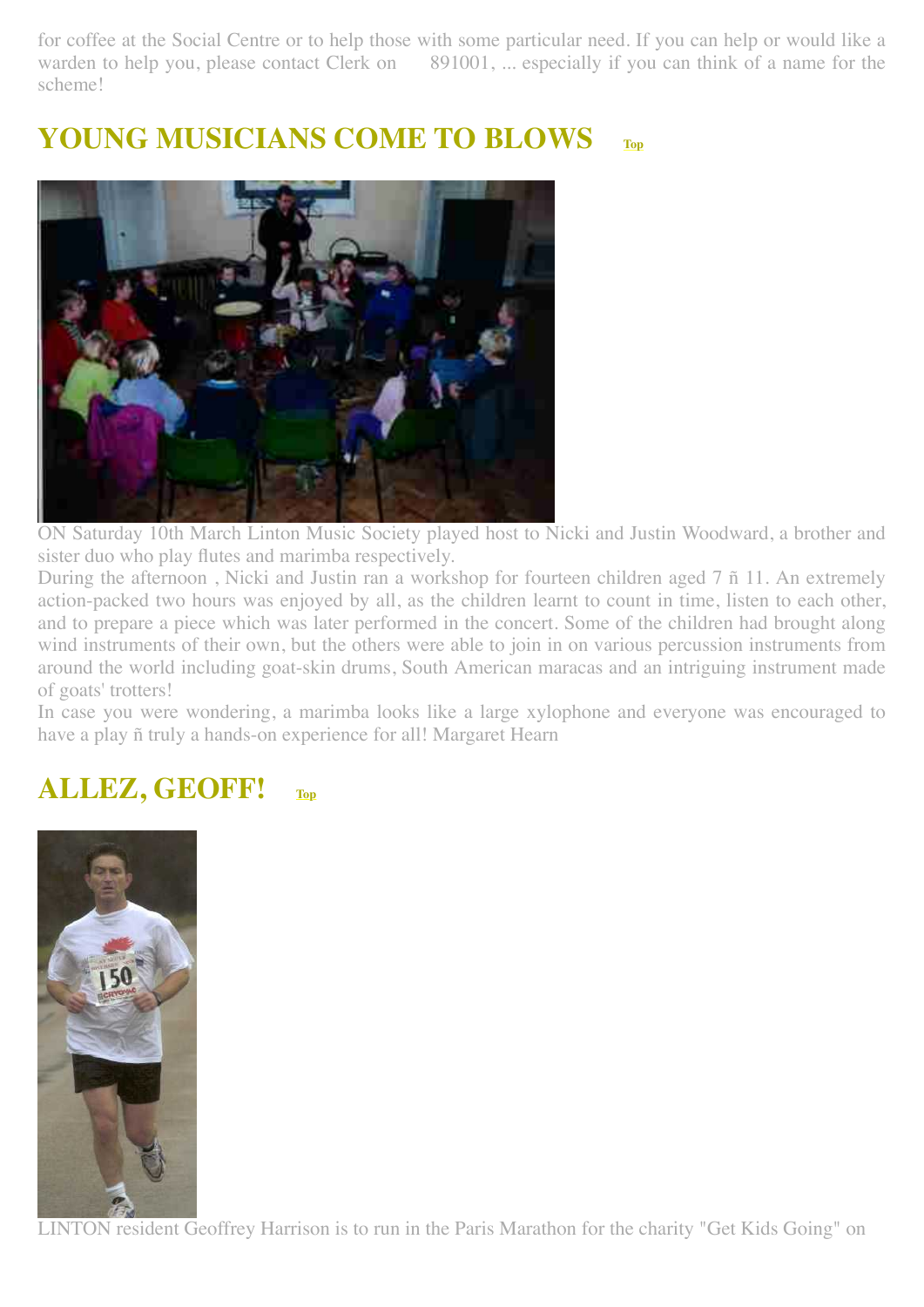for coffee at the Social Centre or to help those with some particular need. If you can help or would like a warden to help you, please contact Clerk on 891001, ... especially if you can think of a name for the scheme!

## YOUNG MUSICIANS COME TO BLOWS Top

ON Saturday 10th March Linton Music Society played host to Nicki and Justin Woodward, a brother and sister duo who play flutes and marimba respectively.

During the afternoon , Nicki and Justin ran a workshop for fourteen children aged 7 ñ 11. An extremely action-packed two hours was enjoyed by all, as the children learnt to count in time, listen to each other, and to prepare a piece which was later performed in the concert. Some of the children had brought along wind instruments of their own, but the others were able to join in on various percussion instruments from around the world including goat-skin drums, South American maracas and an intriguing instrument made of goats' trotters!

In case you were wondering, a marimba looks like a large xylophone and everyone was encouraged to have a play ñ truly a hands-on experience for all! Margaret Hearn

## ALLEZ, GEOFF! Top

LINTON resident Geoffrey Harrison is to run in the Paris Marathon for the charity "Get Kids Going" on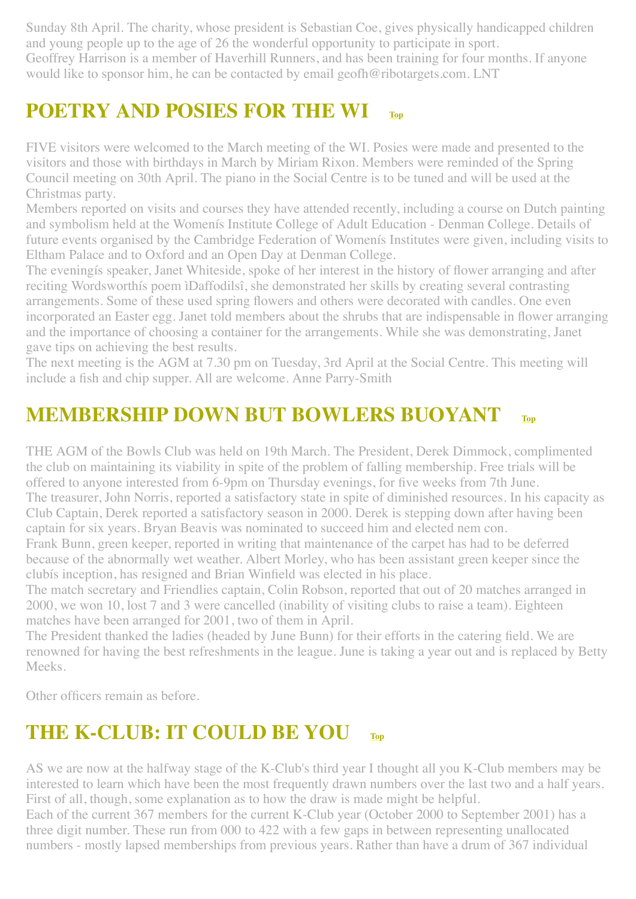Sunday 8th April. The charity, whose president is Sebastian Coe, gives physically handicapped children and young people up to the age of 26 the wonderful opportunity to participate in sport.
Geoffrey Harrison is a member of Haverhill Runners, and has been training for four months. If anyone would like to sponsor him, he can be contacted by email geofh@ribotargets.com. LNT

## POETRY AND POSIES FOR THE WI Top

FIVE visitors were welcomed to the March meeting of the WI. Posies were made and presented to the visitors and those with birthdays in March by Miriam Rixon. Members were reminded of the Spring Council meeting on 30th April. The piano in the Social Centre is to be tuned and will be used at the Christmas party.
Members reported on visits and courses they have attended recently, including a course on Dutch painting and symbolism held at the Womenís Institute College of Adult Education - Denman College. Details of future events organised by the Cambridge Federation of Womenís Institutes were given, including visits to Eltham Palace and to Oxford and an Open Day at Denman College.
The eveningís speaker, Janet Whiteside, spoke of her interest in the history of flower arranging and after reciting Wordsworthís poem ìDaffodilsî, she demonstrated her skills by creating several contrasting arrangements. Some of these used spring flowers and others were decorated with candles. One even incorporated an Easter egg. Janet told members about the shrubs that are indispensable in flower arranging and the importance of choosing a container for the arrangements. While she was demonstrating, Janet gave tips on achieving the best results.
The next meeting is the AGM at 7.30 pm on Tuesday, 3rd April at the Social Centre. This meeting will include a fish and chip supper. All are welcome. Anne Parry-Smith

## MEMBERSHIP DOWN BUT BOWLERS BUOYANT Top

THE AGM of the Bowls Club was held on 19th March. The President, Derek Dimmock, complimented the club on maintaining its viability in spite of the problem of falling membership. Free trials will be offered to anyone interested from 6-9pm on Thursday evenings, for five weeks from 7th June.
The treasurer, John Norris, reported a satisfactory state in spite of diminished resources. In his capacity as Club Captain, Derek reported a satisfactory season in 2000. Derek is stepping down after having been captain for six years. Bryan Beavis was nominated to succeed him and elected nem con.
Frank Bunn, green keeper, reported in writing that maintenance of the carpet has had to be deferred because of the abnormally wet weather. Albert Morley, who has been assistant green keeper since the clubís inception, has resigned and Brian Winfield was elected in his place.
The match secretary and Friendlies captain, Colin Robson, reported that out of 20 matches arranged in 2000, we won 10, lost 7 and 3 were cancelled (inability of visiting clubs to raise a team). Eighteen matches have been arranged for 2001, two of them in April.
The President thanked the ladies (headed by June Bunn) for their efforts in the catering field. We are renowned for having the best refreshments in the league. June is taking a year out and is replaced by Betty Meeks.

Other officers remain as before.

## THE K-CLUB: IT COULD BE YOU Top

AS we are now at the halfway stage of the K-Club's third year I thought all you K-Club members may be interested to learn which have been the most frequently drawn numbers over the last two and a half years. First of all, though, some explanation as to how the draw is made might be helpful.
Each of the current 367 members for the current K-Club year (October 2000 to September 2001) has a three digit number. These run from 000 to 422 with a few gaps in between representing unallocated numbers - mostly lapsed memberships from previous years. Rather than have a drum of 367 individual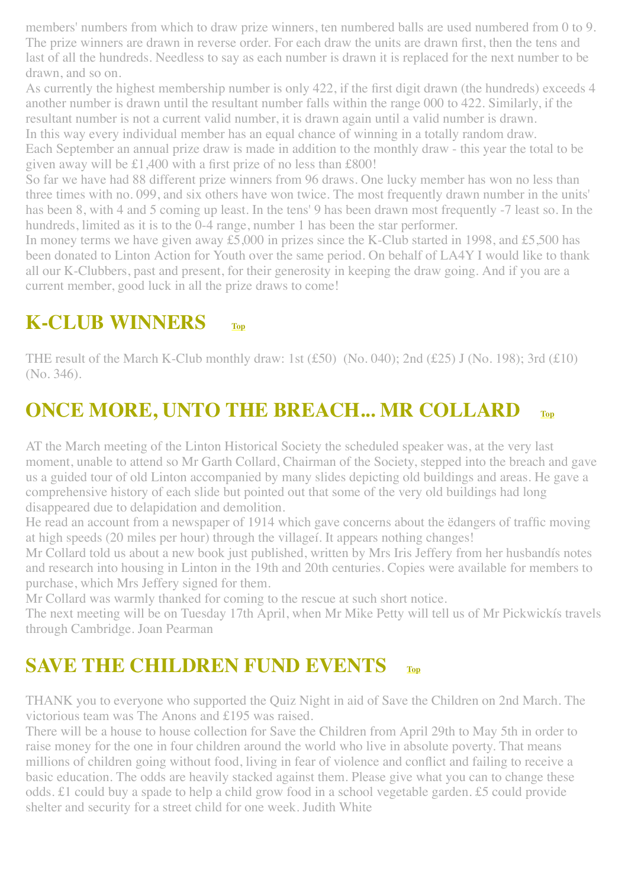members' numbers from which to draw prize winners, ten numbered balls are used numbered from 0 to 9. The prize winners are drawn in reverse order. For each draw the units are drawn first, then the tens and last of all the hundreds. Needless to say as each number is drawn it is replaced for the next number to be drawn, and so on.

As currently the highest membership number is only 422, if the first digit drawn (the hundreds) exceeds 4 another number is drawn until the resultant number falls within the range 000 to 422. Similarly, if the resultant number is not a current valid number, it is drawn again until a valid number is drawn.

In this way every individual member has an equal chance of winning in a totally random draw.

Each September an annual prize draw is made in addition to the monthly draw - this year the total to be given away will be £1,400 with a first prize of no less than £800!

So far we have had 88 different prize winners from 96 draws. One lucky member has won no less than three times with no. 099, and six others have won twice. The most frequently drawn number in the units' has been 8, with 4 and 5 coming up least. In the tens' 9 has been drawn most frequently -7 least so. In the hundreds, limited as it is to the 0-4 range, number 1 has been the star performer.

In money terms we have given away £5,000 in prizes since the K-Club started in 1998, and £5,500 has been donated to Linton Action for Youth over the same period. On behalf of LA4Y I would like to thank all our K-Clubbers, past and present, for their generosity in keeping the draw going. And if you are a current member, good luck in all the prize draws to come!

## K-CLUB WINNERS

THE result of the March K-Club monthly draw: 1st (£50) (No. 040); 2nd (£25) J (No. 198); 3rd (£10) (No. 346).

## ONCE MORE, UNTO THE BREACH... MR COLLARD

AT the March meeting of the Linton Historical Society the scheduled speaker was, at the very last moment, unable to attend so Mr Garth Collard, Chairman of the Society, stepped into the breach and gave us a guided tour of old Linton accompanied by many slides depicting old buildings and areas. He gave a comprehensive history of each slide but pointed out that some of the very old buildings had long disappeared due to delapidation and demolition.

He read an account from a newspaper of 1914 which gave concerns about the ëdangers of traffic moving at high speeds (20 miles per hour) through the villageí. It appears nothing changes!

Mr Collard told us about a new book just published, written by Mrs Iris Jeffery from her husbandís notes and research into housing in Linton in the 19th and 20th centuries. Copies were available for members to purchase, which Mrs Jeffery signed for them.

Mr Collard was warmly thanked for coming to the rescue at such short notice.

The next meeting will be on Tuesday 17th April, when Mr Mike Petty will tell us of Mr Pickwickís travels through Cambridge. Joan Pearman

## SAVE THE CHILDREN FUND EVENTS

THANK you to everyone who supported the Quiz Night in aid of Save the Children on 2nd March. The victorious team was The Anons and £195 was raised.

There will be a house to house collection for Save the Children from April 29th to May 5th in order to raise money for the one in four children around the world who live in absolute poverty. That means millions of children going without food, living in fear of violence and conflict and failing to receive a basic education. The odds are heavily stacked against them. Please give what you can to change these odds. £1 could buy a spade to help a child grow food in a school vegetable garden. £5 could provide shelter and security for a street child for one week. Judith White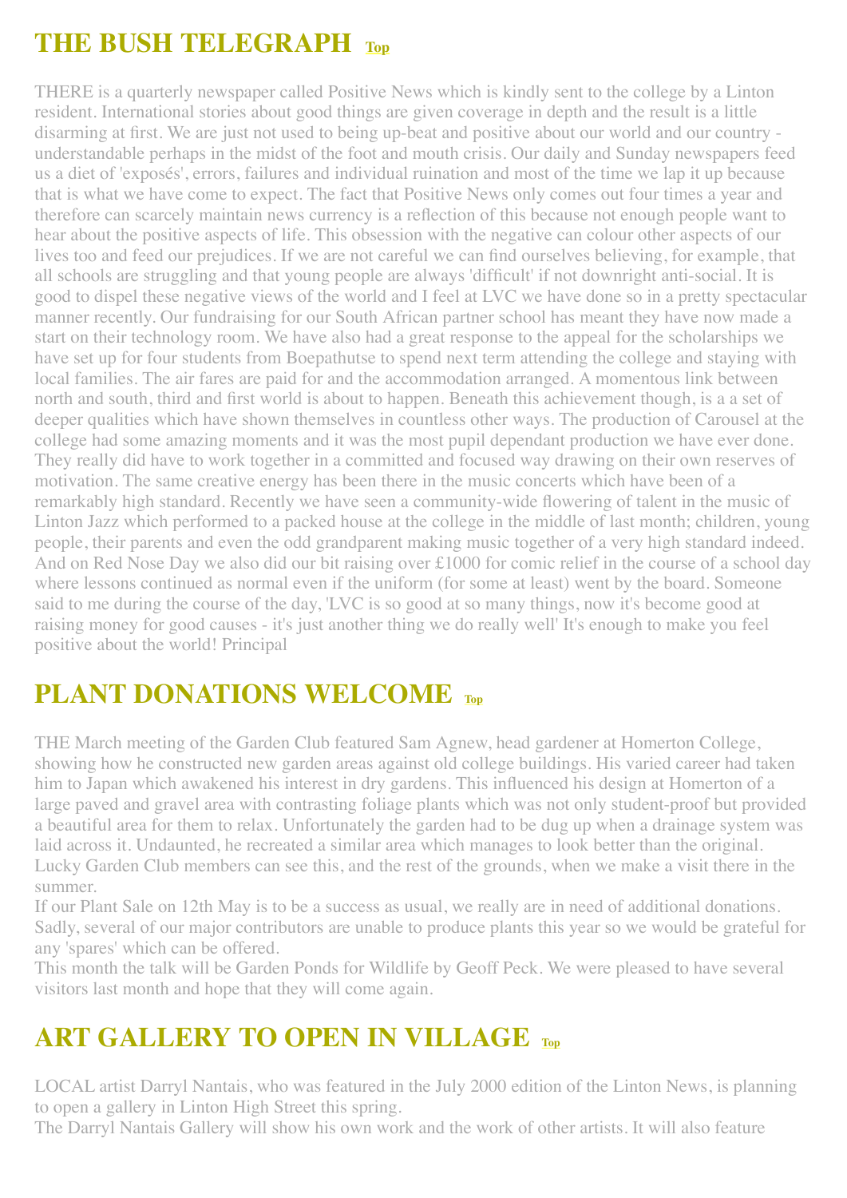## THE BUSH TELEGRAPH [Top]

THERE is a quarterly newspaper called Positive News which is kindly sent to the college by a Linton resident. International stories about good things are given coverage in depth and the result is a little disarming at first. We are just not used to being up-beat and positive about our world and our country - understandable perhaps in the midst of the foot and mouth crisis. Our daily and Sunday newspapers feed us a diet of 'exposés', errors, failures and individual ruination and most of the time we lap it up because that is what we have come to expect. The fact that Positive News only comes out four times a year and therefore can scarcely maintain news currency is a reflection of this because not enough people want to hear about the positive aspects of life. This obsession with the negative can colour other aspects of our lives too and feed our prejudices. If we are not careful we can find ourselves believing, for example, that all schools are struggling and that young people are always 'difficult' if not downright anti-social. It is good to dispel these negative views of the world and I feel at LVC we have done so in a pretty spectacular manner recently. Our fundraising for our South African partner school has meant they have now made a start on their technology room. We have also had a great response to the appeal for the scholarships we have set up for four students from Boepathutse to spend next term attending the college and staying with local families. The air fares are paid for and the accommodation arranged. A momentous link between north and south, third and first world is about to happen. Beneath this achievement though, is a a set of deeper qualities which have shown themselves in countless other ways. The production of Carousel at the college had some amazing moments and it was the most pupil dependant production we have ever done. They really did have to work together in a committed and focused way drawing on their own reserves of motivation. The same creative energy has been there in the music concerts which have been of a remarkably high standard. Recently we have seen a community-wide flowering of talent in the music of Linton Jazz which performed to a packed house at the college in the middle of last month; children, young people, their parents and even the odd grandparent making music together of a very high standard indeed. And on Red Nose Day we also did our bit raising over £1000 for comic relief in the course of a school day where lessons continued as normal even if the uniform (for some at least) went by the board. Someone said to me during the course of the day, 'LVC is so good at so many things, now it's become good at raising money for good causes - it's just another thing we do really well' It's enough to make you feel positive about the world! Principal

## PLANT DONATIONS WELCOME [Top]

THE March meeting of the Garden Club featured Sam Agnew, head gardener at Homerton College, showing how he constructed new garden areas against old college buildings. His varied career had taken him to Japan which awakened his interest in dry gardens. This influenced his design at Homerton of a large paved and gravel area with contrasting foliage plants which was not only student-proof but provided a beautiful area for them to relax. Unfortunately the garden had to be dug up when a drainage system was laid across it. Undaunted, he recreated a similar area which manages to look better than the original. Lucky Garden Club members can see this, and the rest of the grounds, when we make a visit there in the summer.

If our Plant Sale on 12th May is to be a success as usual, we really are in need of additional donations. Sadly, several of our major contributors are unable to produce plants this year so we would be grateful for any 'spares' which can be offered.

This month the talk will be Garden Ponds for Wildlife by Geoff Peck. We were pleased to have several visitors last month and hope that they will come again.

## ART GALLERY TO OPEN IN VILLAGE [Top]

LOCAL artist Darryl Nantais, who was featured in the July 2000 edition of the Linton News, is planning to open a gallery in Linton High Street this spring.

The Darryl Nantais Gallery will show his own work and the work of other artists. It will also feature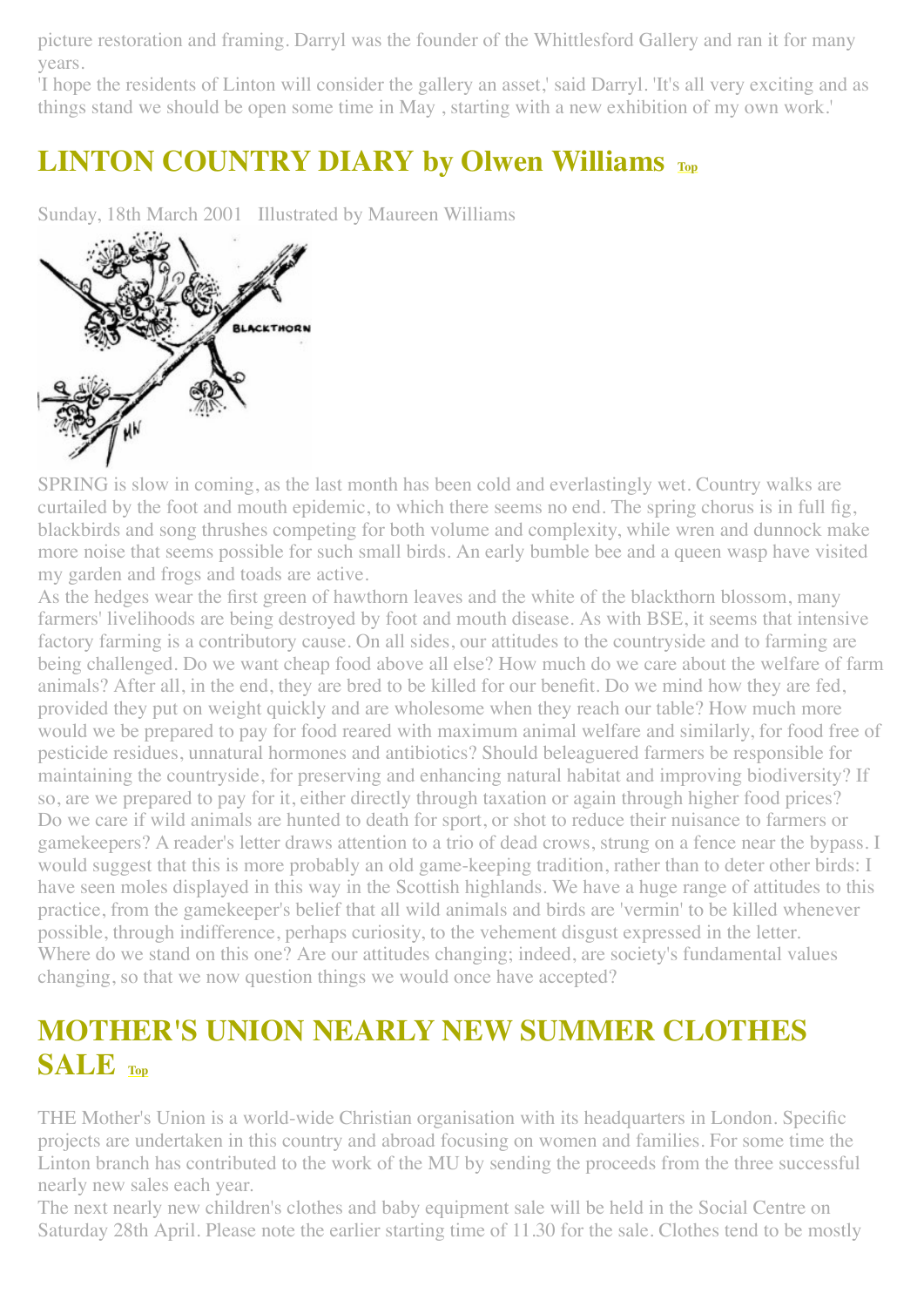picture restoration and framing. Darryl was the founder of the Whittlesford Gallery and ran it for many years.

'I hope the residents of Linton will consider the gallery an asset,' said Darryl. 'It's all very exciting and as things stand we should be open some time in May , starting with a new exhibition of my own work.'

## LINTON COUNTRY DIARY by Olwen Williams Top

Sunday, 18th March 2001   Illustrated by Maureen Williams

SPRING is slow in coming, as the last month has been cold and everlastingly wet. Country walks are curtailed by the foot and mouth epidemic, to which there seems no end. The spring chorus is in full fig, blackbirds and song thrushes competing for both volume and complexity, while wren and dunnock make more noise that seems possible for such small birds. An early bumble bee and a queen wasp have visited my garden and frogs and toads are active.

As the hedges wear the first green of hawthorn leaves and the white of the blackthorn blossom, many farmers' livelihoods are being destroyed by foot and mouth disease. As with BSE, it seems that intensive factory farming is a contributory cause. On all sides, our attitudes to the countryside and to farming are being challenged. Do we want cheap food above all else? How much do we care about the welfare of farm animals? After all, in the end, they are bred to be killed for our benefit. Do we mind how they are fed, provided they put on weight quickly and are wholesome when they reach our table? How much more would we be prepared to pay for food reared with maximum animal welfare and similarly, for food free of pesticide residues, unnatural hormones and antibiotics? Should beleaguered farmers be responsible for maintaining the countryside, for preserving and enhancing natural habitat and improving biodiversity? If so, are we prepared to pay for it, either directly through taxation or again through higher food prices?

Do we care if wild animals are hunted to death for sport, or shot to reduce their nuisance to farmers or gamekeepers? A reader's letter draws attention to a trio of dead crows, strung on a fence near the bypass. I would suggest that this is more probably an old game-keeping tradition, rather than to deter other birds: I have seen moles displayed in this way in the Scottish highlands. We have a huge range of attitudes to this practice, from the gamekeeper's belief that all wild animals and birds are 'vermin' to be killed whenever possible, through indifference, perhaps curiosity, to the vehement disgust expressed in the letter.

Where do we stand on this one? Are our attitudes changing; indeed, are society's fundamental values changing, so that we now question things we would once have accepted?

## MOTHER'S UNION NEARLY NEW SUMMER CLOTHES SALE Top

THE Mother's Union is a world-wide Christian organisation with its headquarters in London. Specific projects are undertaken in this country and abroad focusing on women and families. For some time the Linton branch has contributed to the work of the MU by sending the proceeds from the three successful nearly new sales each year.

The next nearly new children's clothes and baby equipment sale will be held in the Social Centre on Saturday 28th April. Please note the earlier starting time of 11.30 for the sale. Clothes tend to be mostly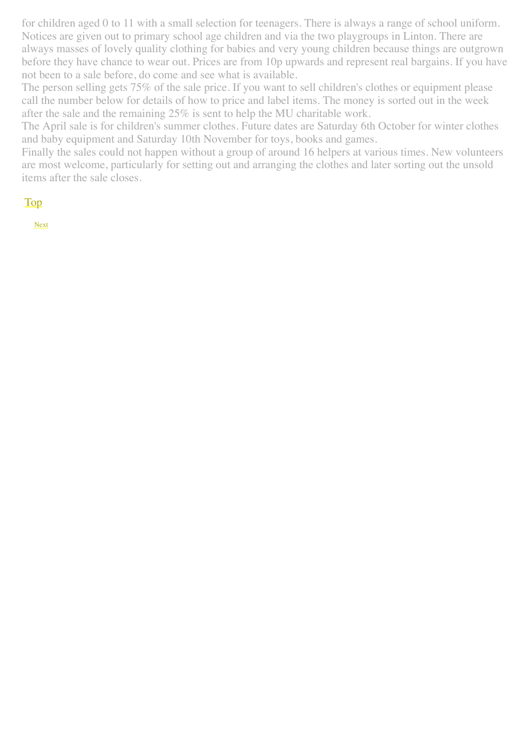for children aged 0 to 11 with a small selection for teenagers. There is always a range of school uniform. Notices are given out to primary school age children and via the two playgroups in Linton. There are always masses of lovely quality clothing for babies and very young children because things are outgrown before they have chance to wear out. Prices are from 10p upwards and represent real bargains. If you have not been to a sale before, do come and see what is available.

The person selling gets 75% of the sale price. If you want to sell children's clothes or equipment please call the number below for details of how to price and label items. The money is sorted out in the week after the sale and the remaining 25% is sent to help the MU charitable work.

The April sale is for children's summer clothes. Future dates are Saturday 6th October for winter clothes and baby equipment and Saturday 10th November for toys, books and games.

Finally the sales could not happen without a group of around 16 helpers at various times. New volunteers are most welcome, particularly for setting out and arranging the clothes and later sorting out the unsold items after the sale closes.

Top

Next